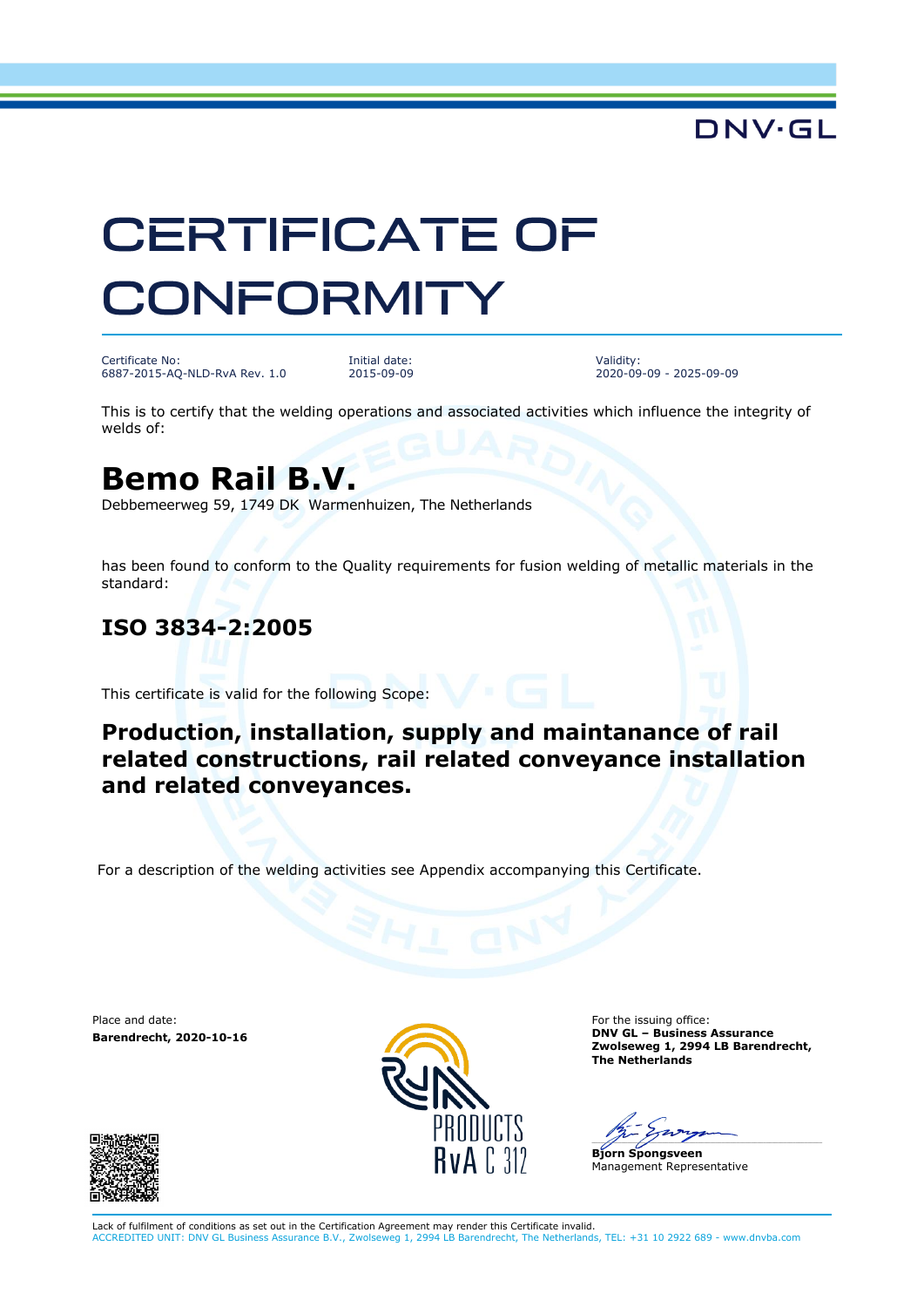DNV·GL

# CERTIFICATE OF CONFORMITY

| Certificate No: | Initial date: | Validity: |
| --- | --- | --- |
| 6887-2015-AQ-NLD-RvA Rev. 1.0 | 2015-09-09 | 2020-09-09 - 2025-09-09 |

This is to certify that the welding operations and associated activities which influence the integrity of welds of:

## Bemo Rail B.V.

Debbemeerweg 59, 1749 DK Warmenhuizen, The Netherlands

has been found to conform to the Quality requirements for fusion welding of metallic materials in the standard:

### ISO 3834-2:2005

This certificate is valid for the following Scope:

**Production, installation, supply and maintanance of rail related constructions, rail related conveyance installation and related conveyances.**

For a description of the welding activities see Appendix accompanying this Certificate.

Place and date:
**Barendrecht, 2020-10-16**

PRODUCTS
RvA C 312

For the issuing office:
**DNV GL – Business Assurance**
**Zwolseweg 1, 2994 LB Barendrecht,**
**The Netherlands**

**Bjorn Spongsveen**
Management Representative

Lack of fulfilment of conditions as set out in the Certification Agreement may render this Certificate invalid.
ACCREDITED UNIT: DNV GL Business Assurance B.V., Zwolseweg 1, 2994 LB Barendrecht, The Netherlands, TEL: +31 10 2922 689 - www.dnvba.com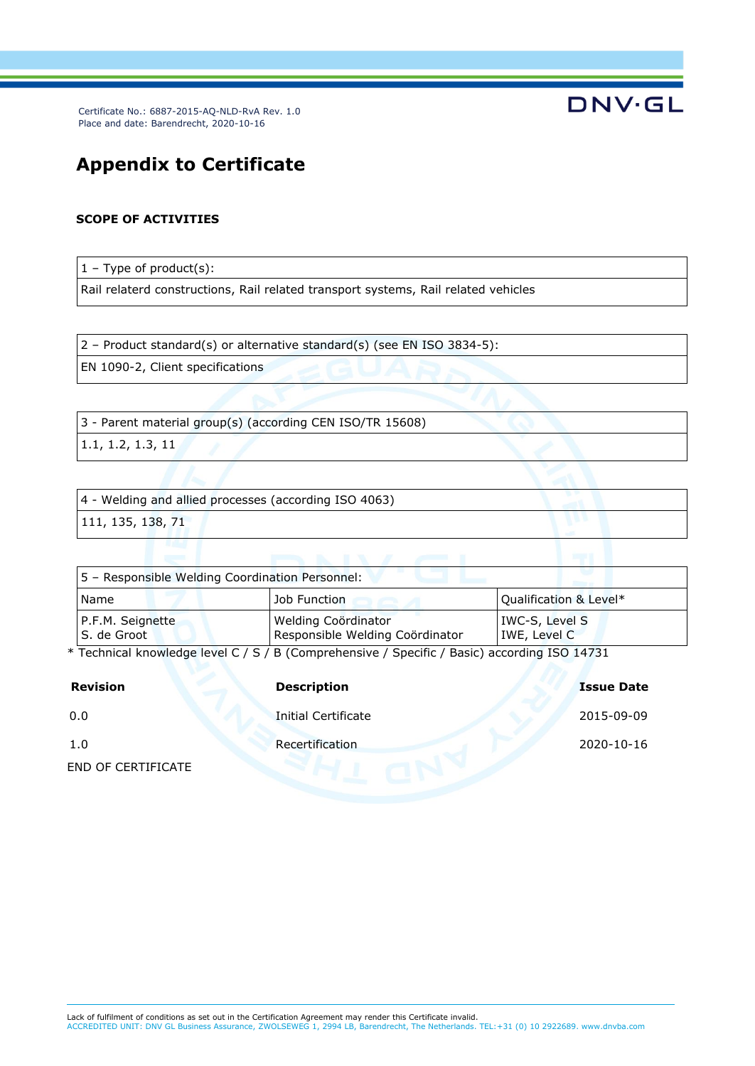Certificate No.: 6887-2015-AQ-NLD-RvA Rev. 1.0
Place and date: Barendrecht, 2020-10-16

# Appendix to Certificate

### SCOPE OF ACTIVITIES

| 1 – Type of product(s): |
| --- |
| Rail relaterd constructions, Rail related transport systems, Rail related vehicles |

| 2 – Product standard(s) or alternative standard(s) (see EN ISO 3834-5): |
| --- |
| EN 1090-2, Client specifications |

| 3 - Parent material group(s) (according CEN ISO/TR 15608) |
| --- |
| 1.1, 1.2, 1.3, 11 |

| 4 - Welding and allied processes (according ISO 4063) |
| --- |
| 111, 135, 138, 71 |

| 5 – Responsible Welding Coordination Personnel: | | |
| --- | --- | --- |
| Name | Job Function | Qualification & Level* |
| P.F.M. Seignette<br>S. de Groot | Welding Coördinator<br>Responsible Welding Coördinator | IWC-S, Level S<br>IWE, Level C |

* Technical knowledge level C / S / B (Comprehensive / Specific / Basic) according ISO 14731

| Revision | Description | Issue Date |
| --- | --- | --- |
| 0.0 | Initial Certificate | 2015-09-09 |
| 1.0 | Recertification | 2020-10-16 |

END OF CERTIFICATE

Lack of fulfilment of conditions as set out in the Certification Agreement may render this Certificate invalid.
ACCREDITED UNIT: DNV GL Business Assurance, ZWOLSEWEG 1, 2994 LB, Barendrecht, The Netherlands. TEL:+31 (0) 10 2922689. www.dnvba.com